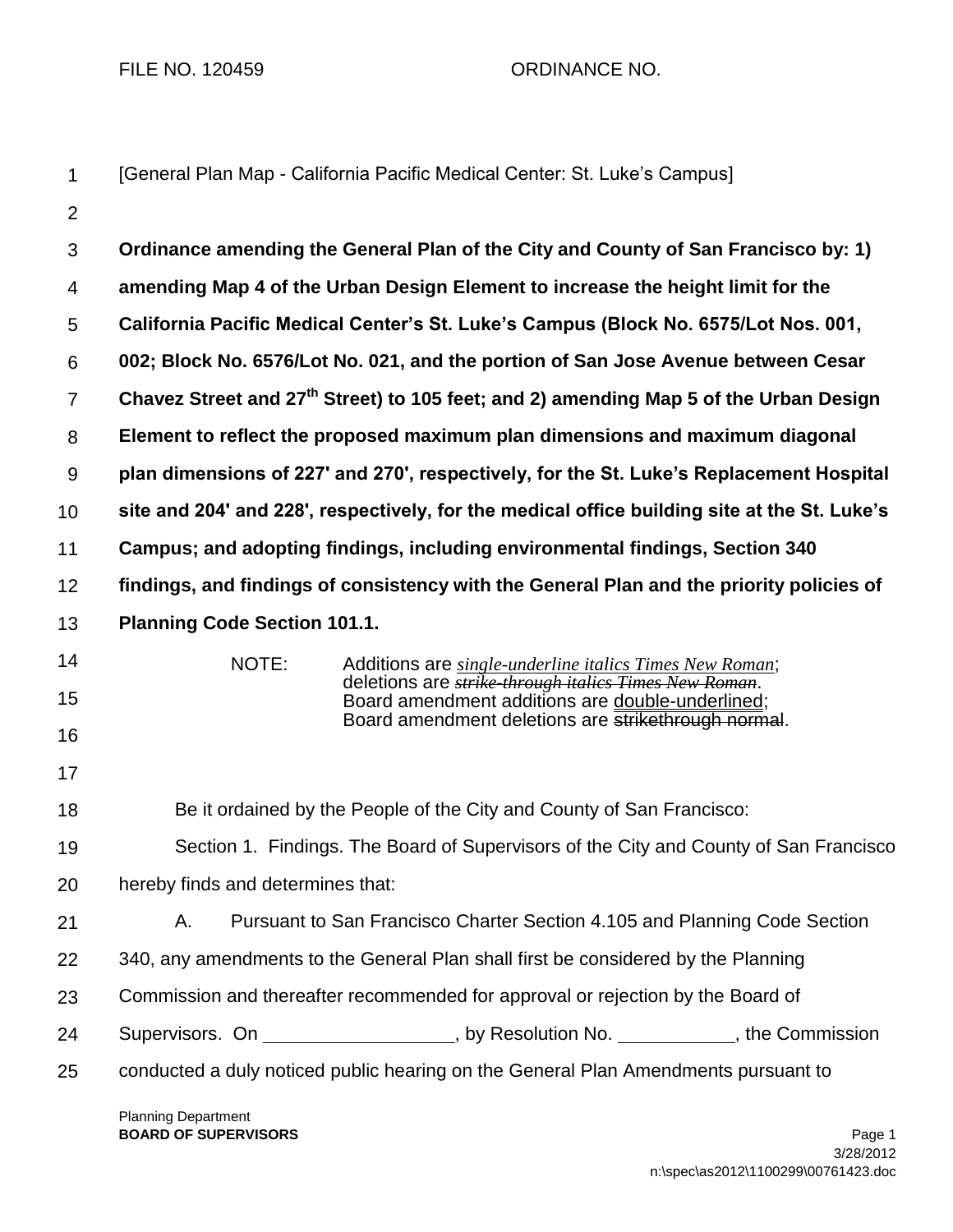FILE NO. 120459 ORDINANCE NO.

[General Plan Map - California Pacific Medical Center: St. Luke's Campus]

**Ordinance amending the General Plan of the City and County of San Francisco by: 1) amending Map 4 of the Urban Design Element to increase the height limit for the California Pacific Medical Center's St. Luke's Campus (Block No. 6575/Lot Nos. 001, 002; Block No. 6576/Lot No. 021, and the portion of San Jose Avenue between Cesar Chavez Street and 27th Street) to 105 feet; and 2) amending Map 5 of the Urban Design Element to reflect the proposed maximum plan dimensions and maximum diagonal plan dimensions of 227' and 270', respectively, for the St. Luke's Replacement Hospital site and 204' and 228', respectively, for the medical office building site at the St. Luke's Campus; and adopting findings, including environmental findings, Section 340 findings, and findings of consistency with the General Plan and the priority policies of Planning Code Section 101.1.**

NOTE: Additions are *single-underline italics Times New Roman*; deletions are ~~*strike-through italics Times New Roman*~~. Board amendment additions are double-underlined; Board amendment deletions are ~~strikethrough normal~~.

Be it ordained by the People of the City and County of San Francisco:

Section 1. Findings. The Board of Supervisors of the City and County of San Francisco hereby finds and determines that:

A. Pursuant to San Francisco Charter Section 4.105 and Planning Code Section 340, any amendments to the General Plan shall first be considered by the Planning Commission and thereafter recommended for approval or rejection by the Board of Supervisors. On \_\_\_\_\_\_\_\_\_\_\_\_\_\_\_\_\_\_, by Resolution No. \_\_\_\_\_\_\_\_\_\_\_, the Commission conducted a duly noticed public hearing on the General Plan Amendments pursuant to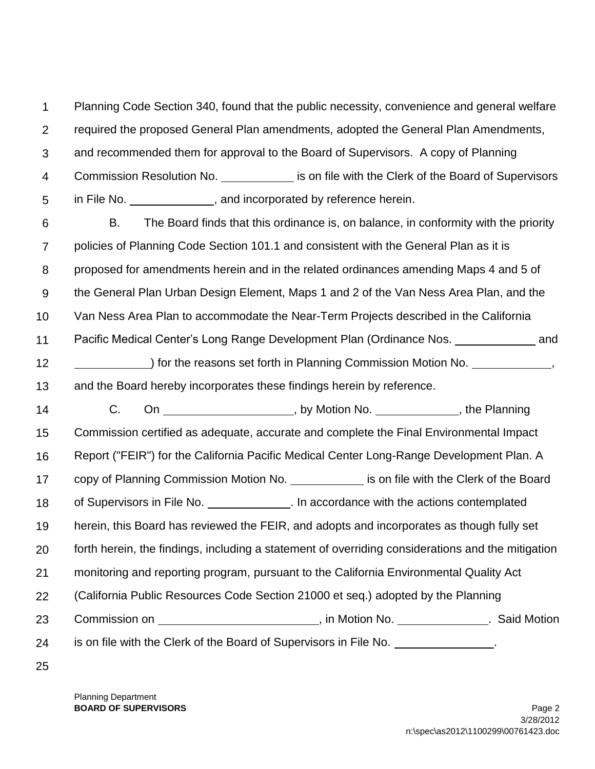Planning Code Section 340, found that the public necessity, convenience and general welfare required the proposed General Plan amendments, adopted the General Plan Amendments, and recommended them for approval to the Board of Supervisors. A copy of Planning Commission Resolution No. ___________ is on file with the Clerk of the Board of Supervisors in File No. _____________, and incorporated by reference herein.

B. The Board finds that this ordinance is, on balance, in conformity with the priority policies of Planning Code Section 101.1 and consistent with the General Plan as it is proposed for amendments herein and in the related ordinances amending Maps 4 and 5 of the General Plan Urban Design Element, Maps 1 and 2 of the Van Ness Area Plan, and the Van Ness Area Plan to accommodate the Near-Term Projects described in the California Pacific Medical Center's Long Range Development Plan (Ordinance Nos. ____________ and ___________) for the reasons set forth in Planning Commission Motion No. ____________, and the Board hereby incorporates these findings herein by reference.

C. On ____________________, by Motion No. _____________, the Planning Commission certified as adequate, accurate and complete the Final Environmental Impact Report ("FEIR") for the California Pacific Medical Center Long-Range Development Plan. A copy of Planning Commission Motion No. ___________ is on file with the Clerk of the Board of Supervisors in File No. _____________. In accordance with the actions contemplated herein, this Board has reviewed the FEIR, and adopts and incorporates as though fully set forth herein, the findings, including a statement of overriding considerations and the mitigation monitoring and reporting program, pursuant to the California Environmental Quality Act (California Public Resources Code Section 21000 et seq.) adopted by the Planning Commission on _________________________, in Motion No. ______________. Said Motion is on file with the Clerk of the Board of Supervisors in File No. _______________.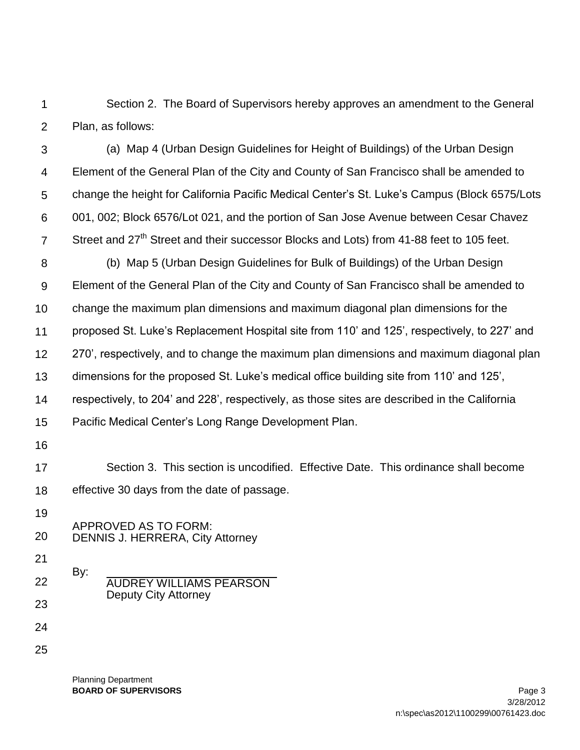Section 2. The Board of Supervisors hereby approves an amendment to the General Plan, as follows:

(a) Map 4 (Urban Design Guidelines for Height of Buildings) of the Urban Design Element of the General Plan of the City and County of San Francisco shall be amended to change the height for California Pacific Medical Center's St. Luke's Campus (Block 6575/Lots 001, 002; Block 6576/Lot 021, and the portion of San Jose Avenue between Cesar Chavez Street and 27th Street and their successor Blocks and Lots) from 41-88 feet to 105 feet.

(b) Map 5 (Urban Design Guidelines for Bulk of Buildings) of the Urban Design Element of the General Plan of the City and County of San Francisco shall be amended to change the maximum plan dimensions and maximum diagonal plan dimensions for the proposed St. Luke's Replacement Hospital site from 110' and 125', respectively, to 227' and 270', respectively, and to change the maximum plan dimensions and maximum diagonal plan dimensions for the proposed St. Luke's medical office building site from 110' and 125', respectively, to 204' and 228', respectively, as those sites are described in the California Pacific Medical Center's Long Range Development Plan.

Section 3. This section is uncodified. Effective Date. This ordinance shall become effective 30 days from the date of passage.

APPROVED AS TO FORM:
DENNIS J. HERRERA, City Attorney

By: \_\_\_\_\_\_\_\_\_\_\_\_\_\_\_\_\_\_\_\_\_\_\_\_\_\_
AUDREY WILLIAMS PEARSON
Deputy City Attorney

Planning Department
**BOARD OF SUPERVISORS**

3/28/2012
n:\spec\as2012\1100299\00761423.doc